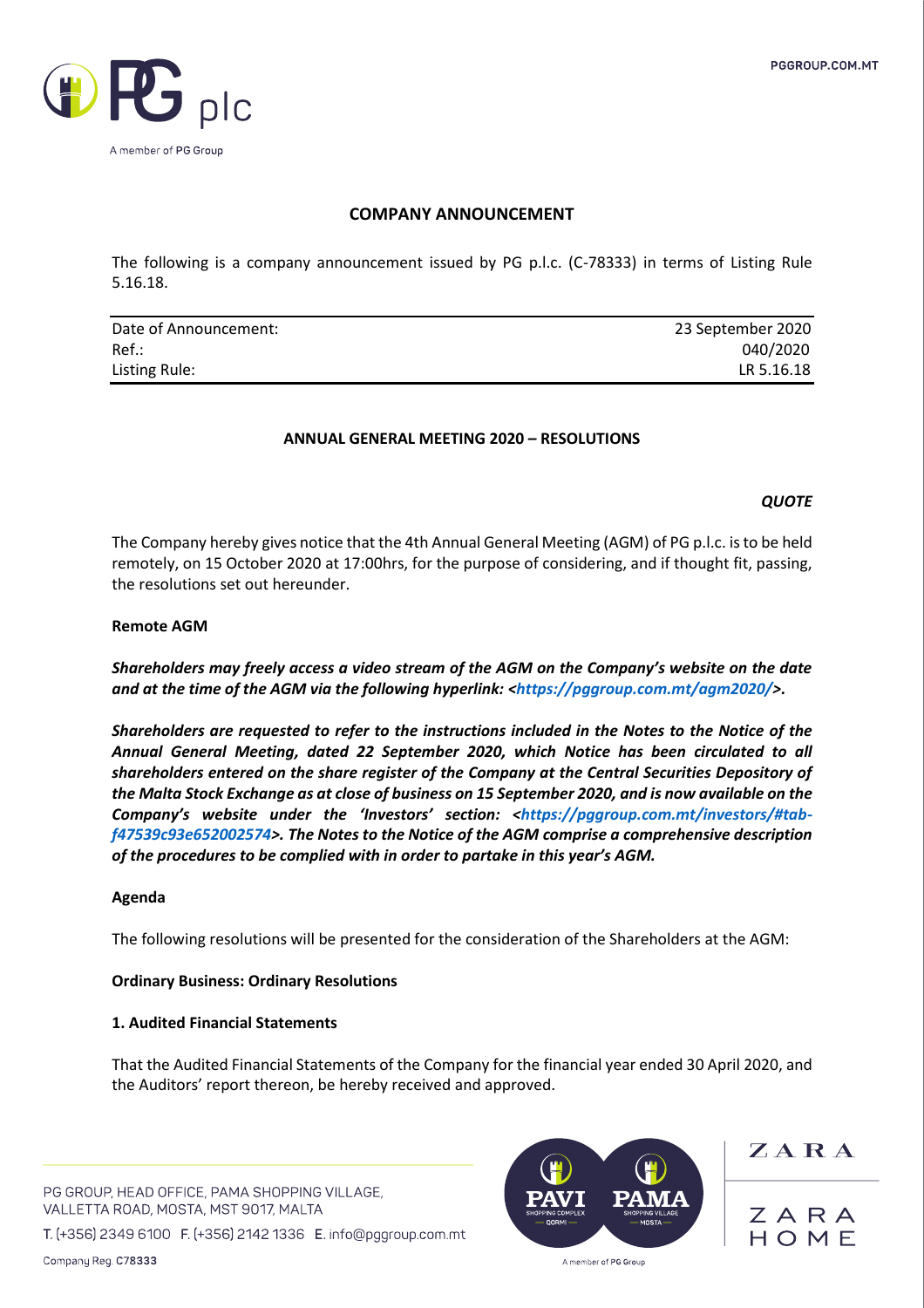# COMPANY ANNOUNCEMENT

The following is a company announcement issued by PG p.l.c. (C-78333) in terms of Listing Rule 5.16.18.

| | |
|---|---|
| Date of Announcement: | 23 September 2020 |
| Ref.: | 040/2020 |
| Listing Rule: | LR 5.16.18 |

## ANNUAL GENERAL MEETING 2020 – RESOLUTIONS

***QUOTE***

The Company hereby gives notice that the 4th Annual General Meeting (AGM) of PG p.l.c. is to be held remotely, on 15 October 2020 at 17:00hrs, for the purpose of considering, and if thought fit, passing, the resolutions set out hereunder.

**Remote AGM**

***Shareholders may freely access a video stream of the AGM on the Company's website on the date and at the time of the AGM via the following hyperlink: <https://pggroup.com.mt/agm2020/>.***

***Shareholders are requested to refer to the instructions included in the Notes to the Notice of the Annual General Meeting, dated 22 September 2020, which Notice has been circulated to all shareholders entered on the share register of the Company at the Central Securities Depository of the Malta Stock Exchange as at close of business on 15 September 2020, and is now available on the Company's website under the 'Investors' section: <https://pggroup.com.mt/investors/#tab-f47539c93e652002574>. The Notes to the Notice of the AGM comprise a comprehensive description of the procedures to be complied with in order to partake in this year's AGM.***

**Agenda**

The following resolutions will be presented for the consideration of the Shareholders at the AGM:

**Ordinary Business: Ordinary Resolutions**

**1. Audited Financial Statements**

That the Audited Financial Statements of the Company for the financial year ended 30 April 2020, and the Auditors' report thereon, be hereby received and approved.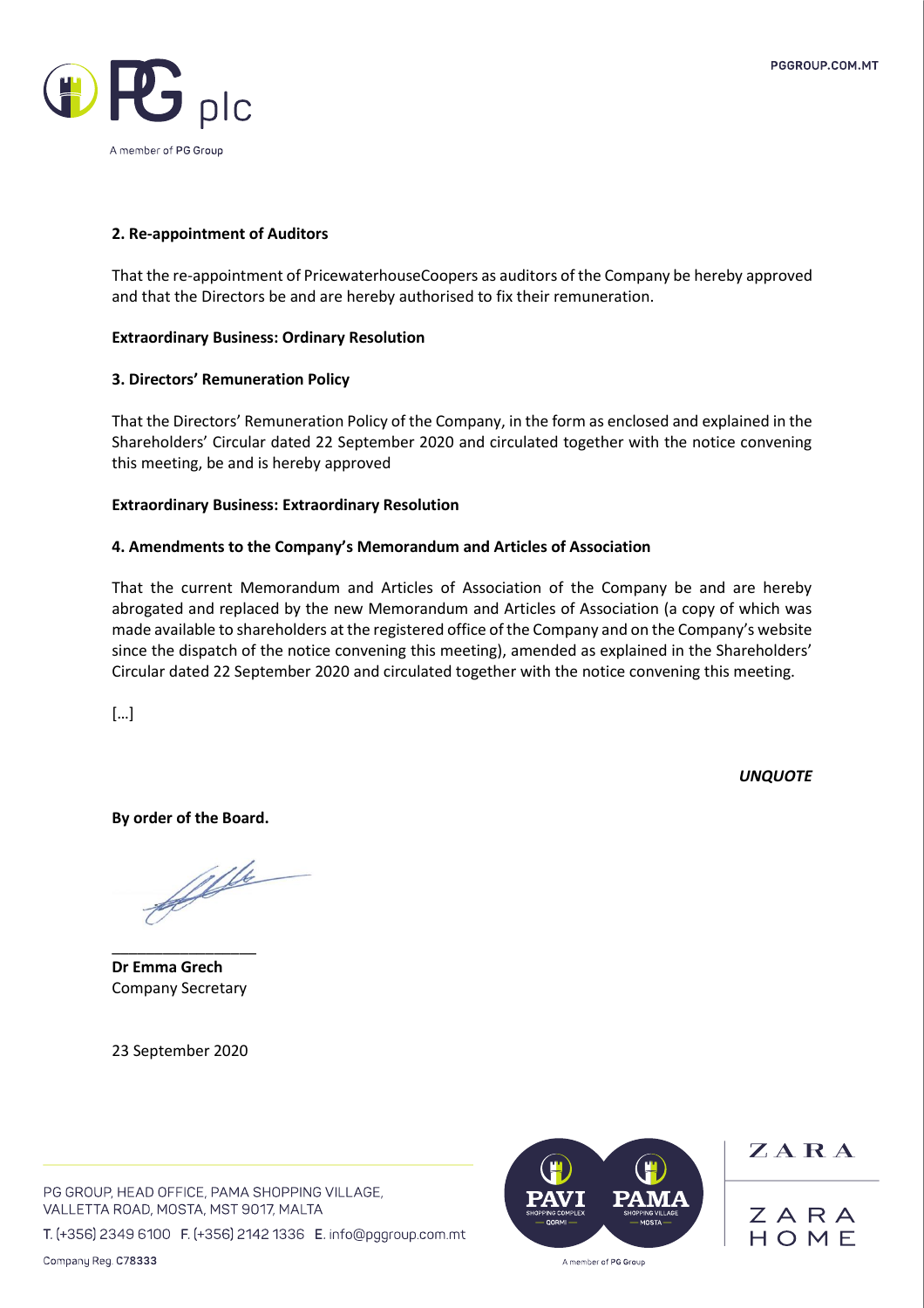**2. Re-appointment of Auditors**

That the re-appointment of PricewaterhouseCoopers as auditors of the Company be hereby approved and that the Directors be and are hereby authorised to fix their remuneration.

**Extraordinary Business: Ordinary Resolution**

**3. Directors' Remuneration Policy**

That the Directors' Remuneration Policy of the Company, in the form as enclosed and explained in the Shareholders' Circular dated 22 September 2020 and circulated together with the notice convening this meeting, be and is hereby approved

**Extraordinary Business: Extraordinary Resolution**

**4. Amendments to the Company's Memorandum and Articles of Association**

That the current Memorandum and Articles of Association of the Company be and are hereby abrogated and replaced by the new Memorandum and Articles of Association (a copy of which was made available to shareholders at the registered office of the Company and on the Company's website since the dispatch of the notice convening this meeting), amended as explained in the Shareholders' Circular dated 22 September 2020 and circulated together with the notice convening this meeting.

[…]

***UNQUOTE***

**By order of the Board.**

**Dr Emma Grech**
Company Secretary

23 September 2020